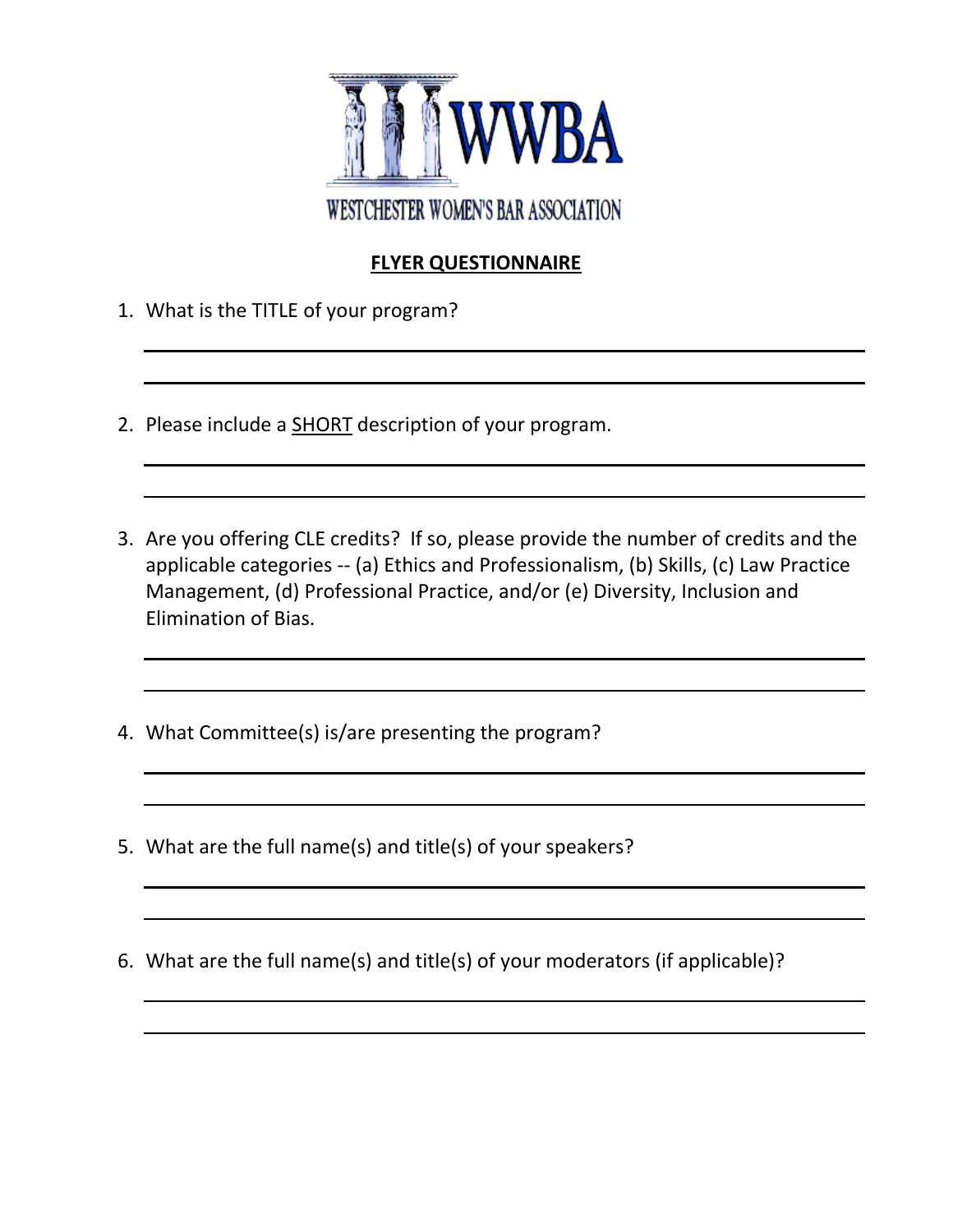WWBA

WESTCHESTER WOMEN'S BAR ASSOCIATION

## FLYER QUESTIONNAIRE

1. What is the TITLE of your program?

   \_\_\_\_\_\_\_\_\_\_\_\_\_\_\_\_\_\_\_\_\_\_\_\_\_\_\_\_\_\_\_\_\_\_\_\_\_\_\_\_\_\_\_\_\_\_\_\_

   \_\_\_\_\_\_\_\_\_\_\_\_\_\_\_\_\_\_\_\_\_\_\_\_\_\_\_\_\_\_\_\_\_\_\_\_\_\_\_\_\_\_\_\_\_\_\_\_

2. Please include a <u>SHORT</u> description of your program.

   \_\_\_\_\_\_\_\_\_\_\_\_\_\_\_\_\_\_\_\_\_\_\_\_\_\_\_\_\_\_\_\_\_\_\_\_\_\_\_\_\_\_\_\_\_\_\_\_

   \_\_\_\_\_\_\_\_\_\_\_\_\_\_\_\_\_\_\_\_\_\_\_\_\_\_\_\_\_\_\_\_\_\_\_\_\_\_\_\_\_\_\_\_\_\_\_\_

3. Are you offering CLE credits? If so, please provide the number of credits and the applicable categories -- (a) Ethics and Professionalism, (b) Skills, (c) Law Practice Management, (d) Professional Practice, and/or (e) Diversity, Inclusion and Elimination of Bias.

   \_\_\_\_\_\_\_\_\_\_\_\_\_\_\_\_\_\_\_\_\_\_\_\_\_\_\_\_\_\_\_\_\_\_\_\_\_\_\_\_\_\_\_\_\_\_\_\_

   \_\_\_\_\_\_\_\_\_\_\_\_\_\_\_\_\_\_\_\_\_\_\_\_\_\_\_\_\_\_\_\_\_\_\_\_\_\_\_\_\_\_\_\_\_\_\_\_

4. What Committee(s) is/are presenting the program?

   \_\_\_\_\_\_\_\_\_\_\_\_\_\_\_\_\_\_\_\_\_\_\_\_\_\_\_\_\_\_\_\_\_\_\_\_\_\_\_\_\_\_\_\_\_\_\_\_

   \_\_\_\_\_\_\_\_\_\_\_\_\_\_\_\_\_\_\_\_\_\_\_\_\_\_\_\_\_\_\_\_\_\_\_\_\_\_\_\_\_\_\_\_\_\_\_\_

5. What are the full name(s) and title(s) of your speakers?

   \_\_\_\_\_\_\_\_\_\_\_\_\_\_\_\_\_\_\_\_\_\_\_\_\_\_\_\_\_\_\_\_\_\_\_\_\_\_\_\_\_\_\_\_\_\_\_\_

   \_\_\_\_\_\_\_\_\_\_\_\_\_\_\_\_\_\_\_\_\_\_\_\_\_\_\_\_\_\_\_\_\_\_\_\_\_\_\_\_\_\_\_\_\_\_\_\_

6. What are the full name(s) and title(s) of your moderators (if applicable)?

   \_\_\_\_\_\_\_\_\_\_\_\_\_\_\_\_\_\_\_\_\_\_\_\_\_\_\_\_\_\_\_\_\_\_\_\_\_\_\_\_\_\_\_\_\_\_\_\_

   \_\_\_\_\_\_\_\_\_\_\_\_\_\_\_\_\_\_\_\_\_\_\_\_\_\_\_\_\_\_\_\_\_\_\_\_\_\_\_\_\_\_\_\_\_\_\_\_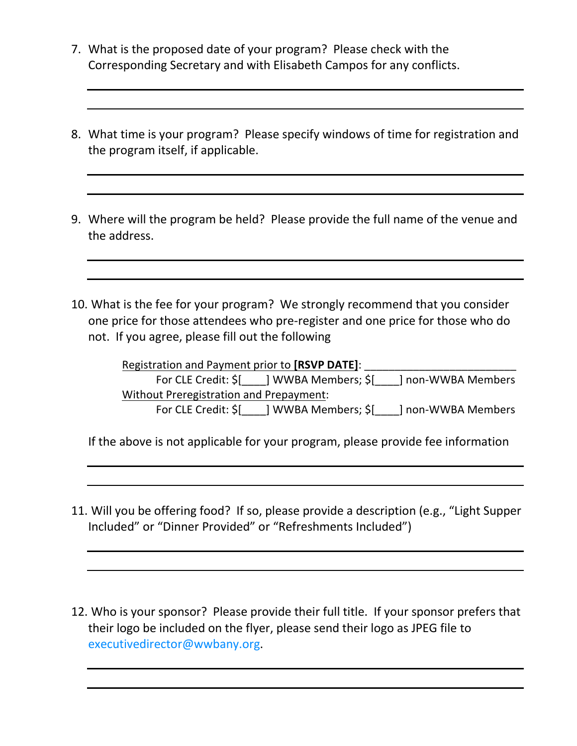7. What is the proposed date of your program? Please check with the Corresponding Secretary and with Elisabeth Campos for any conflicts.

______________________________________________

______________________________________________

8. What time is your program? Please specify windows of time for registration and the program itself, if applicable.

______________________________________________

______________________________________________

9. Where will the program be held? Please provide the full name of the venue and the address.

______________________________________________

______________________________________________

10. What is the fee for your program? We strongly recommend that you consider one price for those attendees who pre-register and one price for those who do not. If you agree, please fill out the following

    Registration and Payment prior to **[RSVP DATE]**: _________________________
        For CLE Credit: $[____] WWBA Members; $[____] non-WWBA Members
    Without Preregistration and Prepayment:
        For CLE Credit: $[____] WWBA Members; $[____] non-WWBA Members

    If the above is not applicable for your program, please provide fee information

______________________________________________

______________________________________________

11. Will you be offering food? If so, please provide a description (e.g., "Light Supper Included" or "Dinner Provided" or "Refreshments Included")

______________________________________________

______________________________________________

12. Who is your sponsor? Please provide their full title. If your sponsor prefers that their logo be included on the flyer, please send their logo as JPEG file to executivedirector@wwbany.org.

______________________________________________

______________________________________________